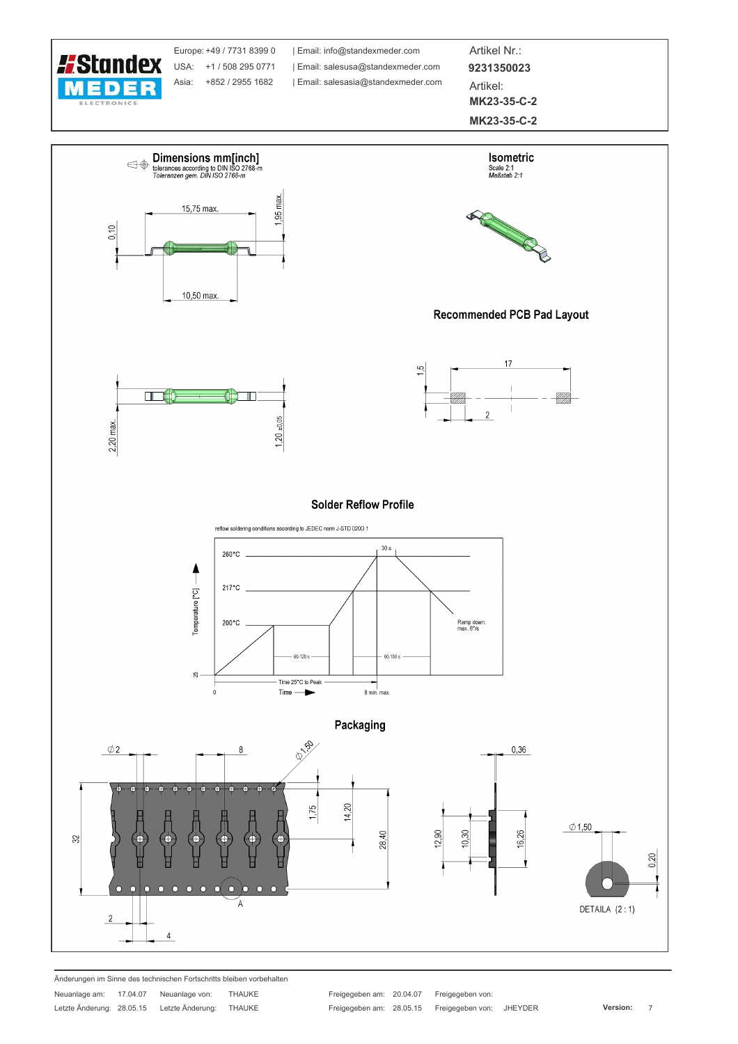Standex MEDER ELECTRONICS

Europe: +49 / 7731 8399 0 | Email: info@standexmeder.com
USA: +1 / 508 295 0771 | Email: salesusa@standexmeder.com
Asia: +852 / 2955 1682 | Email: salesasia@standexmeder.com

Artikel Nr.:
**9231350023**
Artikel:
**MK23-35-C-2**
**MK23-35-C-2**

## Dimensions mm[inch]

tolerances according to DIN ISO 2768-m
*Toleranzen gem. DIN ISO 2768-m*

15,75 max.
1,95 max.
0,10
10,50 max.
2,20 max.
1,20 ±0,05

## Isometric

Scale 2:1
*Maßstab 2:1*

## Recommended PCB Pad Layout

17
1,5
2

## Solder Reflow Profile

reflow soldering conditions according to JEDEC norm J-STD 020D.1

260°C
217°C
200°C
25
30 s
60-120 s
60-150 s
Ramp down: max. 6°/s
Temperature [°C]
Time 25°C to Peak
0
Time
8 min. max.

## Packaging

∅2
8
∅1,50
1,75
14,20
32
28,40
2
4
A
0,36
12,90
10,30
16,26
∅1,50
0,20
DETAILA (2 : 1)

Änderungen im Sinne des technischen Fortschritts bleiben vorbehalten

| | | | | | | | |
|---|---|---|---|---|---|---|---|
| Neuanlage am: | 17.04.07 | Neuanlage von: | THAUKE | Freigegeben am: | 20.04.07 | Freigegeben von: | |
| Letzte Änderung: | 28.05.15 | Letzte Änderung: | THAUKE | Freigegeben am: | 28.05.15 | Freigegeben von: | JHEYDER |

**Version:** 7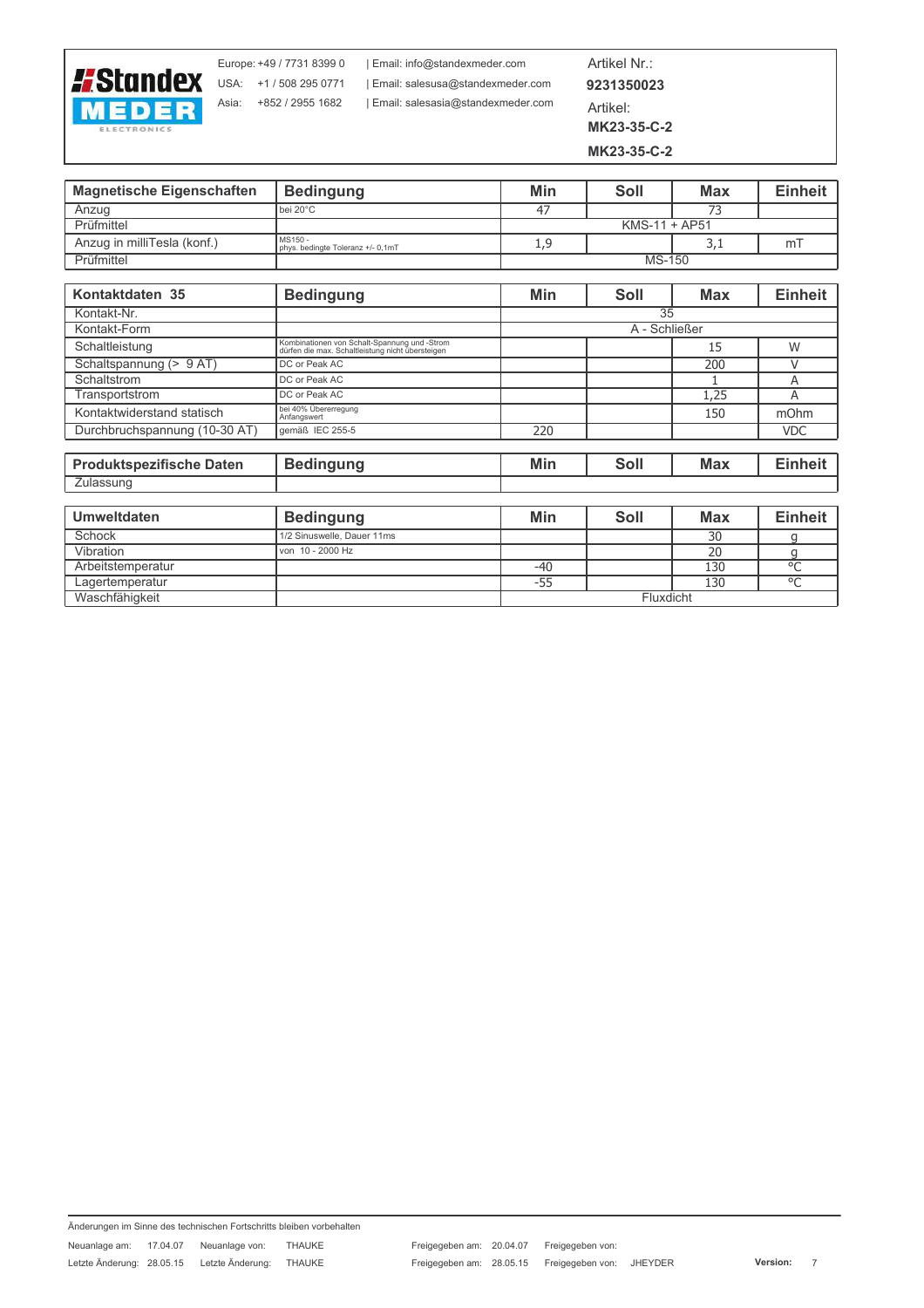Europe: +49 / 7731 8399 0 | Email: info@standexmeder.com
USA: +1 / 508 295 0771 | Email: salesusa@standexmeder.com
Asia: +852 / 2955 1682 | Email: salesasia@standexmeder.com

Artikel Nr.:
**9231350023**
Artikel:
**MK23-35-C-2**

**MK23-35-C-2**

| Magnetische Eigenschaften | Bedingung | Min | Soll | Max | Einheit |
|---|---|---|---|---|---|
| Anzug | bei 20°C | 47 | | 73 | |
| Prüfmittel | | KMS-11 + AP51 | | | |
| Anzug in milliTesla (konf.) | MS150 - phys. bedingte Toleranz +/- 0,1mT | 1,9 | | 3,1 | mT |
| Prüfmittel | | MS-150 | | | |

| Kontaktdaten 35 | Bedingung | Min | Soll | Max | Einheit |
|---|---|---|---|---|---|
| Kontakt-Nr. | | 35 | | | |
| Kontakt-Form | | A - Schließer | | | |
| Schaltleistung | Kombinationen von Schalt-Spannung und -Strom dürfen die max. Schaltleistung nicht übersteigen | | | 15 | W |
| Schaltspannung (> 9 AT) | DC or Peak AC | | | 200 | V |
| Schaltstrom | DC or Peak AC | | | 1 | A |
| Transportstrom | DC or Peak AC | | | 1,25 | A |
| Kontaktwiderstand statisch | bei 40% Übererregung Anfangswert | | | 150 | mOhm |
| Durchbruchspannung (10-30 AT) | gemäß IEC 255-5 | 220 | | | VDC |

| Produktspezifische Daten | Bedingung | Min | Soll | Max | Einheit |
|---|---|---|---|---|---|
| Zulassung | | | | | |

| Umweltdaten | Bedingung | Min | Soll | Max | Einheit |
|---|---|---|---|---|---|
| Schock | 1/2 Sinuswelle, Dauer 11ms | | | 30 | g |
| Vibration | von 10 - 2000 Hz | | | 20 | g |
| Arbeitstemperatur | | -40 | | 130 | °C |
| Lagertemperatur | | -55 | | 130 | °C |
| Waschfähigkeit | | Fluxdicht | | | |

Änderungen im Sinne des technischen Fortschritts bleiben vorbehalten

| | | | | | | | |
|---|---|---|---|---|---|---|---|
| Neuanlage am: | 17.04.07 | Neuanlage von: | THAUKE | Freigegeben am: | 20.04.07 | Freigegeben von: | |
| Letzte Änderung: | 28.05.15 | Letzte Änderung: | THAUKE | Freigegeben am: | 28.05.15 | Freigegeben von: | JHEYDER |

**Version:** 7